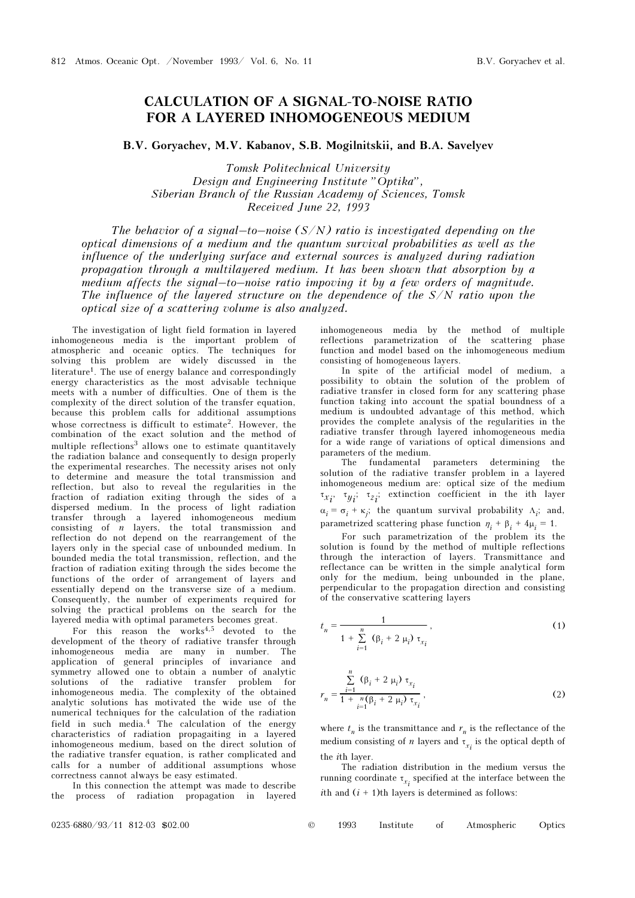# CALCULATION OF A SIGNAL-TO-NOISE RATIO FOR A LAYERED INHOMOGENEOUS MEDIUM

**B.V. Goryachev, M.V. Kabanov, S.B. Mogilnitskii, and B.A. Savelyev**

*Tomsk Politechnical University*
*Design and Engineering Institute "Optika",*
*Siberian Branch of the Russian Academy of Sciences, Tomsk*
*Received June 22, 1993*

*The behavior of a signal–to–noise (S/N) ratio is investigated depending on the optical dimensions of a medium and the quantum survival probabilities as well as the influence of the underlying surface and external sources is analyzed during radiation propagation through a multilayered medium. It has been shown that absorption by a medium affects the signal–to–noise ratio impoving it by a few orders of magnitude. The influence of the layered structure on the dependence of the S/N ratio upon the optical size of a scattering volume is also analyzed.*

The investigation of light field formation in layered inhomogeneous media is the important problem of atmospheric and oceanic optics. The techniques for solving this problem are widely discussed in the literature[1]. The use of energy balance and correspondingly energy characteristics as the most advisable technique meets with a number of difficulties. One of them is the complexity of the direct solution of the transfer equation, because this problem calls for additional assumptions whose correctness is difficult to estimate[2]. However, the combination of the exact solution and the method of multiple reflections[3] allows one to estimate quantitatively the radiation balance and consequently to design properly the experimental researches. The necessity arises not only to determine and measure the total transmission and reflection, but also to reveal the regularities in the fraction of radiation exiting through the sides of a dispersed medium. In the process of light radiation transfer through a layered inhomogeneous medium consisting of $n$ layers, the total transmission and reflection do not depend on the rearrangement of the layers only in the special case of unbounded medium. In bounded media the total transmission, reflection, and the fraction of radiation exiting through the sides become the functions of the order of arrangement of layers and essentially depend on the transverse size of a medium. Consequently, the number of experiments required for solving the practical problems on the search for the layered media with optimal parameters becomes great.

For this reason the works[4,5] devoted to the development of the theory of radiative transfer through inhomogeneous media are many in number. The application of general principles of invariance and symmetry allowed one to obtain a number of analytic solutions of the radiative transfer problem for inhomogeneous media. The complexity of the obtained analytic solutions has motivated the wide use of the numerical techniques for the calculation of the radiation field in such media.[4] The calculation of the energy characteristics of radiation propagating in a layered inhomogeneous medium, based on the direct solution of the radiative transfer equation, is rather complicated and calls for a number of additional assumptions whose correctness cannot always be easy estimated.

In this connection the attempt was made to describe the process of radiation propagation in layered inhomogeneous media by the method of multiple reflections parametrization of the scattering phase function and model based on the inhomogeneous medium consisting of homogeneous layers.

In spite of the artificial model of medium, a possibility to obtain the solution of the problem of radiative transfer in closed form for any scattering phase function taking into account the spatial boundness of a medium is undoubted advantage of this method, which provides the complete analysis of the regularities in the radiative transfer through layered inhomogeneous media for a wide range of variations of optical dimensions and parameters of the medium.

The fundamental parameters determining the solution of the radiative transfer problem in a layered inhomogeneous medium are: optical size of the medium $\tau_{x_i}$, $\tau_{y_i}$, $\tau_{z_i}$; extinction coefficient in the ith layer $\alpha_i = \sigma_i + \kappa_j$; the quantum survival probability $\Lambda_i$; and, parametrized scattering phase function $\eta_i + \beta_i + 4\mu_i = 1$.

For such parametrization of the problem its the solution is found by the method of multiple reflections through the interaction of layers. Transmittance and reflectance can be written in the simple analytical form only for the medium, being unbounded in the plane, perpendicular to the propagation direction and consisting of the conservative scattering layers

$$t_n = \frac{1}{1 + \sum\limits_{i=1}^{n} (\beta_i + 2\,\mu_i)\,\tau_{x_i}}, \tag{1}$$

$$r_n = \frac{\sum\limits_{i=1}^{n} (\beta_i + 2\,\mu_i)\,\tau_{x_i}}{1 + \sum\limits_{i=1}^{n} (\beta_i + 2\,\mu_i)\,\tau_{x_i}}, \tag{2}$$

where $t_n$ is the transmittance and $r_n$ is the reflectance of the medium consisting of $n$ layers and $\tau_{x_i}$ is the optical depth of the $i$th layer.

The radiation distribution in the medium versus the running coordinate $\tau_{x_i}$ specified at the interface between the $i$th and $(i + 1)$th layers is determined as follows: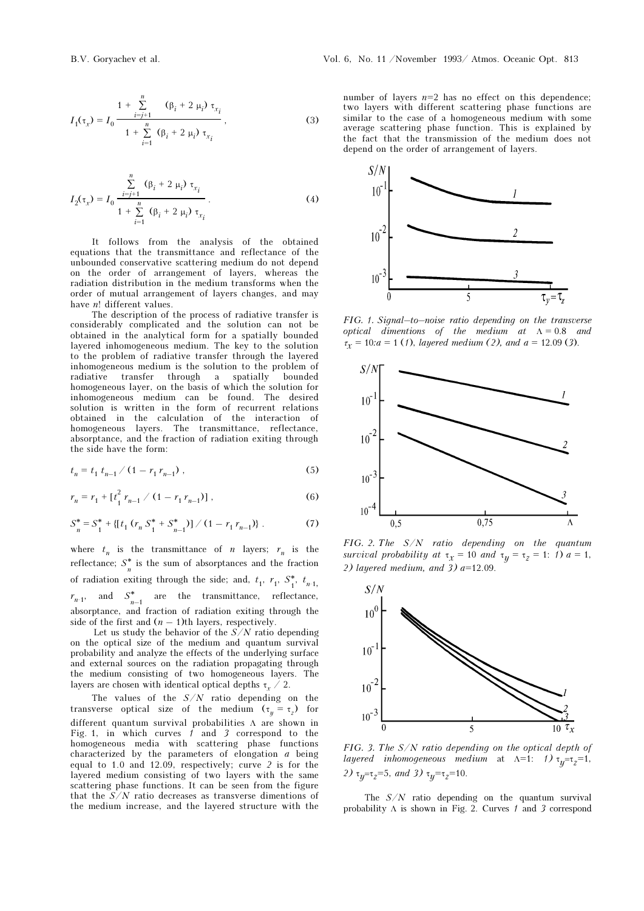$$I_1(\tau_x) = I_0 \frac{1 + \sum\limits_{i=j+1}^{n} (\beta_i + 2\,\mu_i)\,\tau_{x_i}}{1 + \sum\limits_{i=1}^{n} (\beta_i + 2\,\mu_i)\,\tau_{x_i}}\,, \tag{3}$$

$$I_2(\tau_x) = I_0 \frac{\sum\limits_{i=j+1}^{n} (\beta_i + 2\,\mu_i)\,\tau_{x_i}}{1 + \sum\limits_{i=1}^{n} (\beta_i + 2\,\mu_i)\,\tau_{x_i}}\,. \tag{4}$$

It follows from the analysis of the obtained equations that the transmittance and reflectance of the unbounded conservative scattering medium do not depend on the order of arrangement of layers, whereas the radiation distribution in the medium transforms when the order of mutual arrangement of layers changes, and may have $n!$ different values.

The description of the process of radiative transfer is considerably complicated and the solution can not be obtained in the analytical form for a spatially bounded layered inhomogeneous medium. The key to the solution to the problem of radiative transfer through the layered inhomogeneous medium is the solution to the problem of radiative transfer through a spatially bounded homogeneous layer, on the basis of which the solution for inhomogeneous medium can be found. The desired solution is written in the form of recurrent relations obtained in the calculation of the interaction of homogeneous layers. The transmittance, reflectance, absorptance, and the fraction of radiation exiting through the side have the form:

$$t_n = t_1\, t_{n-1} \,/\, (1 - r_1\, r_{n-1})\,, \tag{5}$$

$$r_n = r_1 + [t_1^2\, r_{n-1} \,/\, (1 - r_1\, r_{n-1})]\,, \tag{6}$$

$$S_n^* = S_1^* + \{[t_1\,(r_n\, S_1^* + S_{n-1}^*)] \,/\, (1 - r_1\, r_{n-1})\}\,. \tag{7}$$

where $t_n$ is the transmittance of $n$ layers; $r_n$ is the reflectance; $S_n^*$ is the sum of absorptances and the fraction of radiation exiting through the side; and, $t_1$, $r_1$, $S_1^*$, $t_{n-1}$, $r_{n-1}$, and $S_{n-1}^*$ are the transmittance, reflectance, absorptance, and fraction of radiation exiting through the side of the first and $(n - 1)$th layers, respectively.

Let us study the behavior of the $S/N$ ratio depending on the optical size of the medium and quantum survival probability and analyze the effects of the underlying surface and external sources on the radiation propagating through the medium consisting of two homogeneous layers. The layers are chosen with identical optical depths $\tau_x / 2$.

The values of the $S/N$ ratio depending on the transverse optical size of the medium ($\tau_y = \tau_z$) for different quantum survival probabilities $\Lambda$ are shown in Fig. 1, in which curves *1* and *3* correspond to the homogeneous media with scattering phase functions characterized by the parameters of elongation $a$ being equal to 1.0 and 12.09, respectively; curve *2* is for the layered medium consisting of two layers with the same scattering phase functions. It can be seen from the figure that the $S/N$ ratio decreases as transverse dimentions of the medium increase, and the layered structure with the number of layers $n$=2 has no effect on this dependence; two layers with different scattering phase functions are similar to the case of a homogeneous medium with some average scattering phase function. This is explained by the fact that the transmission of the medium does not depend on the order of arrangement of layers.

*FIG. 1. Signal–to–noise ratio depending on the transverse optical dimentions of the medium at $\Lambda = 0.8$ and $\tau_x = 10$: $a = 1$ (1), layered medium (2), and $a = 12.09$ (3).*

*FIG. 2. The $S/N$ ratio depending on the quantum survival probability at $\tau_x = 10$ and $\tau_y = \tau_z = 1$: 1) $a = 1$, 2) layered medium, and 3) $a$=12.09.*

*FIG. 3. The $S/N$ ratio depending on the optical depth of layered inhomogeneous medium at $\Lambda$=1: 1) $\tau_y$=$\tau_z$=1, 2) $\tau_y$=$\tau_z$=5, and 3) $\tau_y$=$\tau_z$=10.*

The $S/N$ ratio depending on the quantum survival probability $\Lambda$ is shown in Fig. 2. Curves *1* and *3* correspond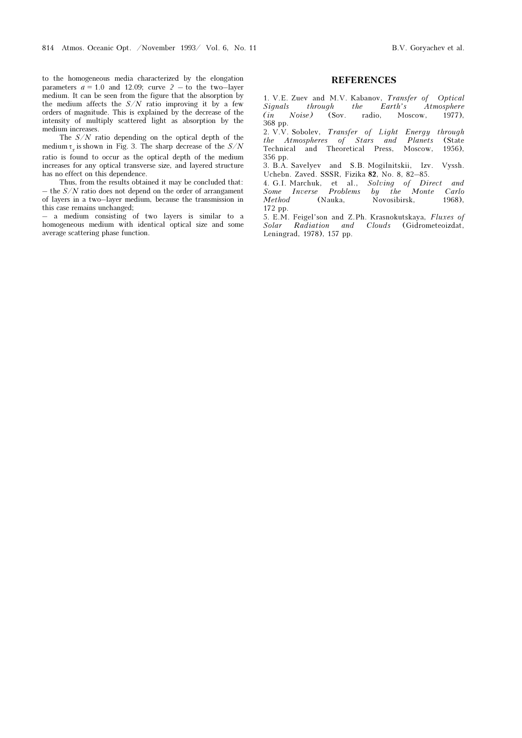to the homogeneous media characterized by the elongation parameters $a = 1.0$ and 12.09; curve *2* – to the two–layer medium. It can be seen from the figure that the absorption by the medium affects the $S/N$ ratio improving it by a few orders of magnitude. This is explained by the decrease of the intensity of multiply scattered light as absorption by the medium increases.

The $S/N$ ratio depending on the optical depth of the medium $\tau_\gamma$ is shown in Fig. 3. The sharp decrease of the $S/N$ ratio is found to occur as the optical depth of the medium increases for any optical transverse size, and layered structure has no effect on this dependence.

Thus, from the results obtained it may be concluded that:

– the $S/N$ ratio does not depend on the order of arrangament of layers in a two–layer medium, because the transmission in this case remains unchanged;

– a medium consisting of two layers is similar to a homogeneous medium with identical optical size and some average scattering phase function.

## REFERENCES

1. V.E. Zuev and M.V. Kabanov, *Transfer of Optical Signals through the Earth's Atmosphere (in Noise)* (Sov. radio, Moscow, 1977), 368 pp.
2. V.V. Sobolev, *Transfer of Light Energy through the Atmospheres of Stars and Planets* (State Technical and Theoretical Press, Moscow, 1956), 356 pp.
3. B.A. Savelyev and S.B. Mogilnitskii, Izv. Vyssh. Uchebn. Zaved. SSSR, Fizika **82**, No. 8, 82–85.
4. G.I. Marchuk, et al., *Solving of Direct and Some Inverse Problems by the Monte Carlo Method* (Nauka, Novosibirsk, 1968), 172 pp.
5. E.M. Feigel'son and Z.Ph. Krasnokutskaya, *Fluxes of Solar Radiation and Clouds* (Gidrometeoizdat, Leningrad, 1978), 157 pp.